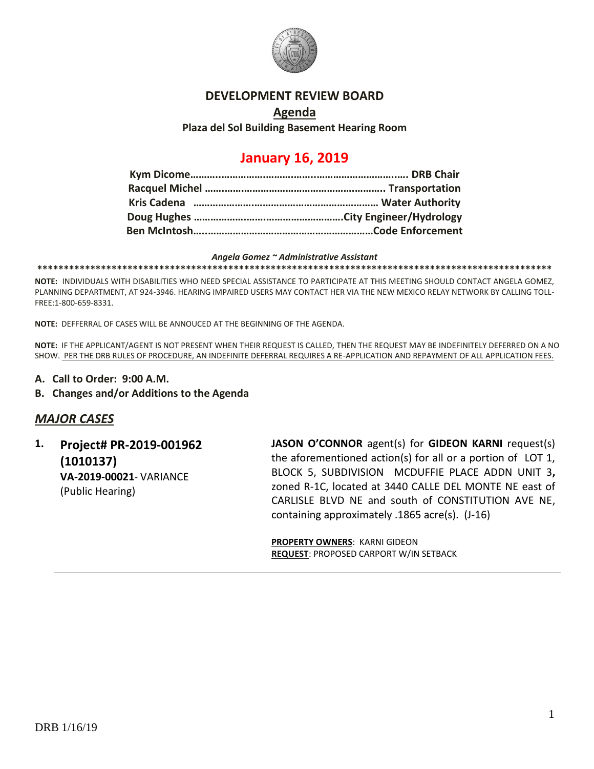# DEVELOPMENT REVIEW BOARD

## Agenda

**Plaza del Sol Building Basement Hearing Room**

## January 16, 2019

**Kym Dicome……..……………………………………………………….. DRB Chair**
**Racquel Michel ……………………………………………………….. Transportation**
**Kris Cadena …………………………………………………………… Water Authority**
**Doug Hughes ……………………………………………….City Engineer/Hydrology**
**Ben McIntosh….………………………………………………………Code Enforcement**

***Angela Gomez ~ Administrative Assistant***

**************************************************************************************************

**NOTE:** INDIVIDUALS WITH DISABILITIES WHO NEED SPECIAL ASSISTANCE TO PARTICIPATE AT THIS MEETING SHOULD CONTACT ANGELA GOMEZ, PLANNING DEPARTMENT, AT 924-3946. HEARING IMPAIRED USERS MAY CONTACT HER VIA THE NEW MEXICO RELAY NETWORK BY CALLING TOLL-FREE:1-800-659-8331.

**NOTE:** DEFFERRAL OF CASES WILL BE ANNOUCED AT THE BEGINNING OF THE AGENDA.

**NOTE:** IF THE APPLICANT/AGENT IS NOT PRESENT WHEN THEIR REQUEST IS CALLED, THEN THE REQUEST MAY BE INDEFINITELY DEFERRED ON A NO SHOW. PER THE DRB RULES OF PROCEDURE, AN INDEFINITE DEFERRAL REQUIRES A RE-APPLICATION AND REPAYMENT OF ALL APPLICATION FEES.

**A. Call to Order: 9:00 A.M.**

**B. Changes and/or Additions to the Agenda**

## *MAJOR CASES*

**1. Project# PR-2019-001962 (1010137)**
**VA-2019-00021**- VARIANCE
(Public Hearing)

**JASON O'CONNOR** agent(s) for **GIDEON KARNI** request(s) the aforementioned action(s) for all or a portion of LOT 1, BLOCK 5, SUBDIVISION MCDUFFIE PLACE ADDN UNIT 3**,** zoned R-1C, located at 3440 CALLE DEL MONTE NE east of CARLISLE BLVD NE and south of CONSTITUTION AVE NE, containing approximately .1865 acre(s). (J-16)

**PROPERTY OWNERS**: KARNI GIDEON
**REQUEST**: PROPOSED CARPORT W/IN SETBACK

---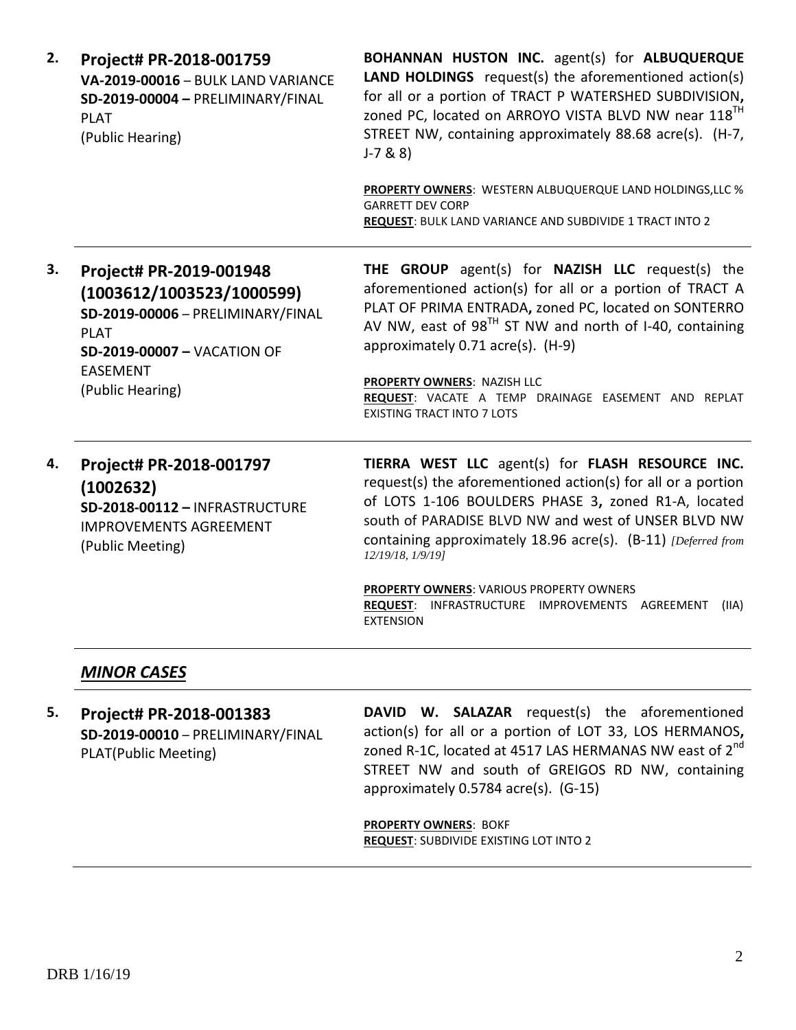**2.** **Project# PR-2018-001759**
**VA-2019-00016** – BULK LAND VARIANCE
**SD-2019-00004 –** PRELIMINARY/FINAL PLAT
(Public Hearing)

**BOHANNAN HUSTON INC.** agent(s) for **ALBUQUERQUE LAND HOLDINGS** request(s) the aforementioned action(s) for all or a portion of TRACT P WATERSHED SUBDIVISION**,** zoned PC, located on ARROYO VISTA BLVD NW near 118TH STREET NW, containing approximately 88.68 acre(s). (H-7, J-7 & 8)

**PROPERTY OWNERS**: WESTERN ALBUQUERQUE LAND HOLDINGS,LLC % GARRETT DEV CORP
**REQUEST**: BULK LAND VARIANCE AND SUBDIVIDE 1 TRACT INTO 2

---

**3.** **Project# PR-2019-001948 (1003612/1003523/1000599)**
**SD-2019-00006** – PRELIMINARY/FINAL PLAT
**SD-2019-00007 –** VACATION OF EASEMENT
(Public Hearing)

**THE GROUP** agent(s) for **NAZISH LLC** request(s) the aforementioned action(s) for all or a portion of TRACT A PLAT OF PRIMA ENTRADA**,** zoned PC, located on SONTERRO AV NW, east of 98TH ST NW and north of I-40, containing approximately 0.71 acre(s). (H-9)

**PROPERTY OWNERS**: NAZISH LLC
**REQUEST**: VACATE A TEMP DRAINAGE EASEMENT AND REPLAT EXISTING TRACT INTO 7 LOTS

---

**4.** **Project# PR-2018-001797 (1002632)**
**SD-2018-00112 –** INFRASTRUCTURE IMPROVEMENTS AGREEMENT
(Public Meeting)

**TIERRA WEST LLC** agent(s) for **FLASH RESOURCE INC.** request(s) the aforementioned action(s) for all or a portion of LOTS 1-106 BOULDERS PHASE 3**,** zoned R1-A, located south of PARADISE BLVD NW and west of UNSER BLVD NW containing approximately 18.96 acre(s). (B-11) *[Deferred from 12/19/18, 1/9/19]*

**PROPERTY OWNERS**: VARIOUS PROPERTY OWNERS
**REQUEST**: INFRASTRUCTURE IMPROVEMENTS AGREEMENT (IIA) EXTENSION

---

## ***MINOR CASES***

---

**5.** **Project# PR-2018-001383**
**SD-2019-00010** – PRELIMINARY/FINAL PLAT(Public Meeting)

**DAVID W. SALAZAR** request(s) the aforementioned action(s) for all or a portion of LOT 33, LOS HERMANOS**,** zoned R-1C, located at 4517 LAS HERMANAS NW east of 2nd STREET NW and south of GREIGOS RD NW, containing approximately 0.5784 acre(s). (G-15)

**PROPERTY OWNERS**: BOKF
**REQUEST**: SUBDIVIDE EXISTING LOT INTO 2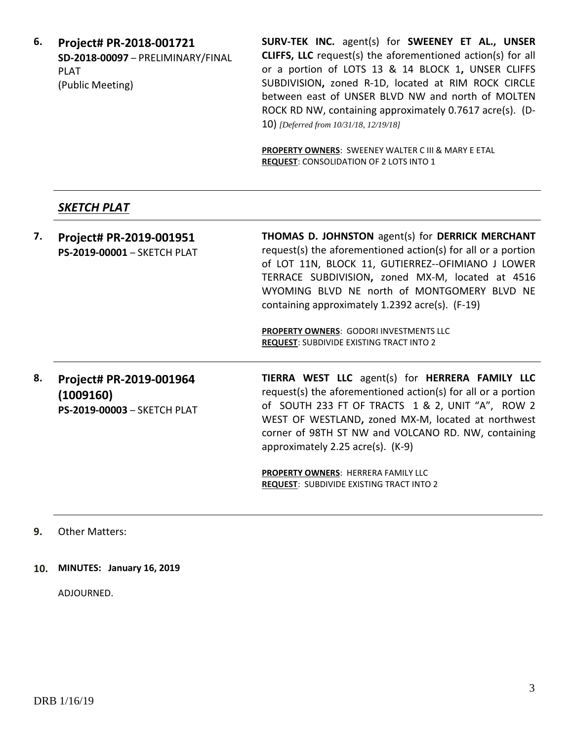**6. Project# PR-2018-001721**
**SD-2018-00097** – PRELIMINARY/FINAL PLAT
(Public Meeting)

**SURV-TEK INC.** agent(s) for **SWEENEY ET AL., UNSER CLIFFS, LLC** request(s) the aforementioned action(s) for all or a portion of LOTS 13 & 14 BLOCK 1**,** UNSER CLIFFS SUBDIVISION**,** zoned R-1D, located at RIM ROCK CIRCLE between east of UNSER BLVD NW and north of MOLTEN ROCK RD NW, containing approximately 0.7617 acre(s). (D-10) *[Deferred from 10/31/18, 12/19/18]*

**PROPERTY OWNERS**: SWEENEY WALTER C III & MARY E ETAL
**REQUEST**: CONSOLIDATION OF 2 LOTS INTO 1

---

## *SKETCH PLAT*

---

**7. Project# PR-2019-001951**
**PS-2019-00001** – SKETCH PLAT

**THOMAS D. JOHNSTON** agent(s) for **DERRICK MERCHANT** request(s) the aforementioned action(s) for all or a portion of LOT 11N, BLOCK 11, GUTIERREZ--OFIMIANO J LOWER TERRACE SUBDIVISION**,** zoned MX-M, located at 4516 WYOMING BLVD NE north of MONTGOMERY BLVD NE containing approximately 1.2392 acre(s). (F-19)

**PROPERTY OWNERS**: GODORI INVESTMENTS LLC
**REQUEST**: SUBDIVIDE EXISTING TRACT INTO 2

---

**8. Project# PR-2019-001964 (1009160)**
**PS-2019-00003** – SKETCH PLAT

**TIERRA WEST LLC** agent(s) for **HERRERA FAMILY LLC** request(s) the aforementioned action(s) for all or a portion of SOUTH 233 FT OF TRACTS 1 & 2, UNIT "A", ROW 2 WEST OF WESTLAND**,** zoned MX-M, located at northwest corner of 98TH ST NW and VOLCANO RD. NW, containing approximately 2.25 acre(s). (K-9)

**PROPERTY OWNERS**: HERRERA FAMILY LLC
**REQUEST**: SUBDIVIDE EXISTING TRACT INTO 2

---

**9.** Other Matters:

**10. MINUTES: January 16, 2019**

ADJOURNED.